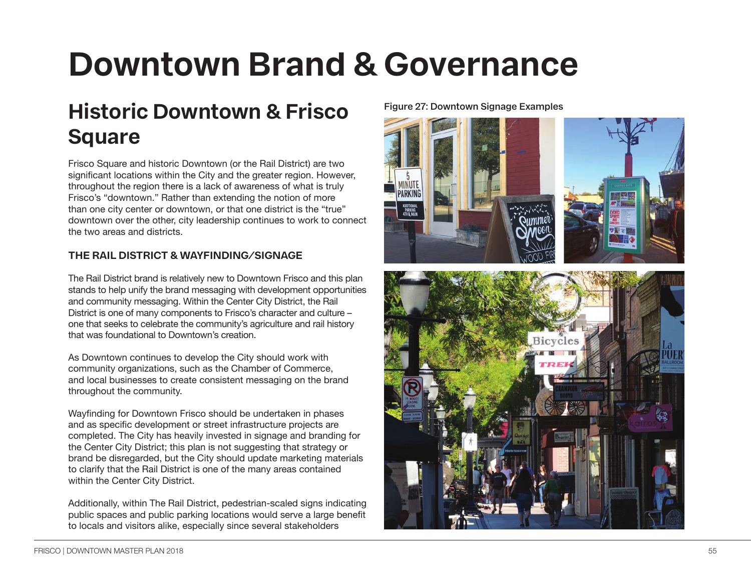# Downtown Brand & Governance

## Historic Downtown & Frisco Square

Frisco Square and historic Downtown (or the Rail District) are two significant locations within the City and the greater region. However, throughout the region there is a lack of awareness of what is truly Frisco's "downtown." Rather than extending the notion of more than one city center or downtown, or that one district is the "true" downtown over the other, city leadership continues to work to connect the two areas and districts.

### THE RAIL DISTRICT & WAYFINDING/SIGNAGE

The Rail District brand is relatively new to Downtown Frisco and this plan stands to help unify the brand messaging with development opportunities and community messaging. Within the Center City District, the Rail District is one of many components to Frisco's character and culture – one that seeks to celebrate the community's agriculture and rail history that was foundational to Downtown's creation.

As Downtown continues to develop the City should work with community organizations, such as the Chamber of Commerce, and local businesses to create consistent messaging on the brand throughout the community.

Wayfinding for Downtown Frisco should be undertaken in phases and as specific development or street infrastructure projects are completed. The City has heavily invested in signage and branding for the Center City District; this plan is not suggesting that strategy or brand be disregarded, but the City should update marketing materials to clarify that the Rail District is one of the many areas contained within the Center City District.

Additionally, within The Rail District, pedestrian-scaled signs indicating public spaces and public parking locations would serve a large benefit to locals and visitors alike, especially since several stakeholders

Figure 27: Downtown Signage Examples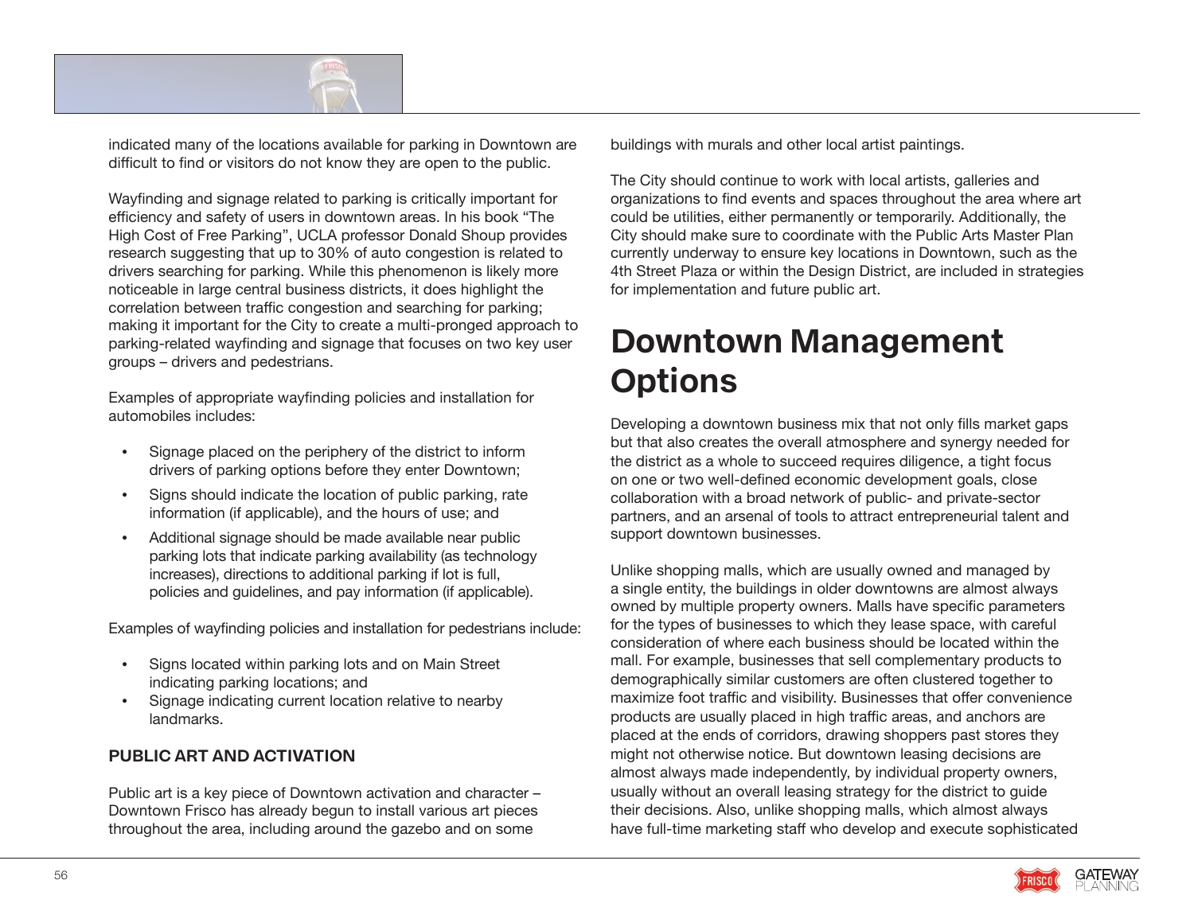indicated many of the locations available for parking in Downtown are difficult to find or visitors do not know they are open to the public.

Wayfinding and signage related to parking is critically important for efficiency and safety of users in downtown areas. In his book "The High Cost of Free Parking", UCLA professor Donald Shoup provides research suggesting that up to 30% of auto congestion is related to drivers searching for parking. While this phenomenon is likely more noticeable in large central business districts, it does highlight the correlation between traffic congestion and searching for parking; making it important for the City to create a multi-pronged approach to parking-related wayfinding and signage that focuses on two key user groups – drivers and pedestrians.

Examples of appropriate wayfinding policies and installation for automobiles includes:

- Signage placed on the periphery of the district to inform drivers of parking options before they enter Downtown;
- Signs should indicate the location of public parking, rate information (if applicable), and the hours of use; and
- Additional signage should be made available near public parking lots that indicate parking availability (as technology increases), directions to additional parking if lot is full, policies and guidelines, and pay information (if applicable).

Examples of wayfinding policies and installation for pedestrians include:

- Signs located within parking lots and on Main Street indicating parking locations; and
- Signage indicating current location relative to nearby landmarks.

### PUBLIC ART AND ACTIVATION

Public art is a key piece of Downtown activation and character – Downtown Frisco has already begun to install various art pieces throughout the area, including around the gazebo and on some buildings with murals and other local artist paintings.

The City should continue to work with local artists, galleries and organizations to find events and spaces throughout the area where art could be utilities, either permanently or temporarily. Additionally, the City should make sure to coordinate with the Public Arts Master Plan currently underway to ensure key locations in Downtown, such as the 4th Street Plaza or within the Design District, are included in strategies for implementation and future public art.

# Downtown Management Options

Developing a downtown business mix that not only fills market gaps but that also creates the overall atmosphere and synergy needed for the district as a whole to succeed requires diligence, a tight focus on one or two well-defined economic development goals, close collaboration with a broad network of public- and private-sector partners, and an arsenal of tools to attract entrepreneurial talent and support downtown businesses.

Unlike shopping malls, which are usually owned and managed by a single entity, the buildings in older downtowns are almost always owned by multiple property owners. Malls have specific parameters for the types of businesses to which they lease space, with careful consideration of where each business should be located within the mall. For example, businesses that sell complementary products to demographically similar customers are often clustered together to maximize foot traffic and visibility. Businesses that offer convenience products are usually placed in high traffic areas, and anchors are placed at the ends of corridors, drawing shoppers past stores they might not otherwise notice. But downtown leasing decisions are almost always made independently, by individual property owners, usually without an overall leasing strategy for the district to guide their decisions. Also, unlike shopping malls, which almost always have full-time marketing staff who develop and execute sophisticated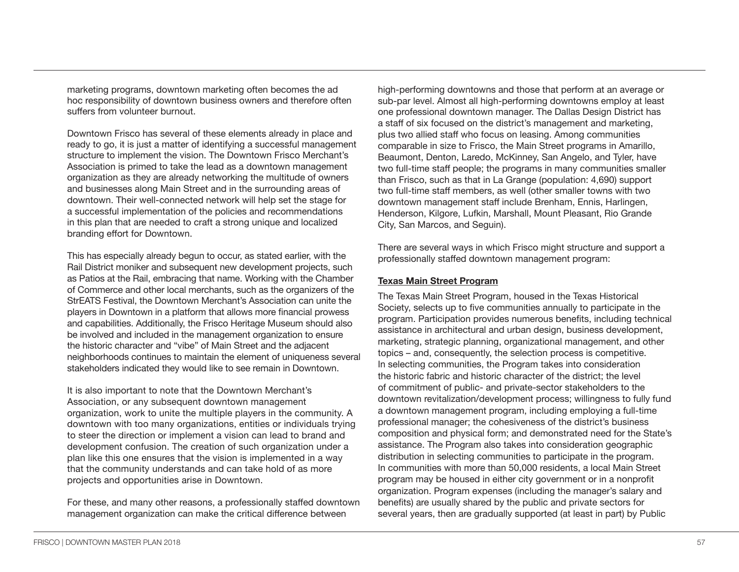marketing programs, downtown marketing often becomes the ad hoc responsibility of downtown business owners and therefore often suffers from volunteer burnout.

Downtown Frisco has several of these elements already in place and ready to go, it is just a matter of identifying a successful management structure to implement the vision. The Downtown Frisco Merchant's Association is primed to take the lead as a downtown management organization as they are already networking the multitude of owners and businesses along Main Street and in the surrounding areas of downtown. Their well-connected network will help set the stage for a successful implementation of the policies and recommendations in this plan that are needed to craft a strong unique and localized branding effort for Downtown.

This has especially already begun to occur, as stated earlier, with the Rail District moniker and subsequent new development projects, such as Patios at the Rail, embracing that name. Working with the Chamber of Commerce and other local merchants, such as the organizers of the StrEATS Festival, the Downtown Merchant's Association can unite the players in Downtown in a platform that allows more financial prowess and capabilities. Additionally, the Frisco Heritage Museum should also be involved and included in the management organization to ensure the historic character and "vibe" of Main Street and the adjacent neighborhoods continues to maintain the element of uniqueness several stakeholders indicated they would like to see remain in Downtown.

It is also important to note that the Downtown Merchant's Association, or any subsequent downtown management organization, work to unite the multiple players in the community. A downtown with too many organizations, entities or individuals trying to steer the direction or implement a vision can lead to brand and development confusion. The creation of such organization under a plan like this one ensures that the vision is implemented in a way that the community understands and can take hold of as more projects and opportunities arise in Downtown.

For these, and many other reasons, a professionally staffed downtown management organization can make the critical difference between high-performing downtowns and those that perform at an average or sub-par level. Almost all high-performing downtowns employ at least one professional downtown manager. The Dallas Design District has a staff of six focused on the district's management and marketing, plus two allied staff who focus on leasing. Among communities comparable in size to Frisco, the Main Street programs in Amarillo, Beaumont, Denton, Laredo, McKinney, San Angelo, and Tyler, have two full-time staff people; the programs in many communities smaller than Frisco, such as that in La Grange (population: 4,690) support two full-time staff members, as well (other smaller towns with two downtown management staff include Brenham, Ennis, Harlingen, Henderson, Kilgore, Lufkin, Marshall, Mount Pleasant, Rio Grande City, San Marcos, and Seguin).

There are several ways in which Frisco might structure and support a professionally staffed downtown management program:

**Texas Main Street Program**

The Texas Main Street Program, housed in the Texas Historical Society, selects up to five communities annually to participate in the program. Participation provides numerous benefits, including technical assistance in architectural and urban design, business development, marketing, strategic planning, organizational management, and other topics – and, consequently, the selection process is competitive. In selecting communities, the Program takes into consideration the historic fabric and historic character of the district; the level of commitment of public- and private-sector stakeholders to the downtown revitalization/development process; willingness to fully fund a downtown management program, including employing a full-time professional manager; the cohesiveness of the district's business composition and physical form; and demonstrated need for the State's assistance. The Program also takes into consideration geographic distribution in selecting communities to participate in the program. In communities with more than 50,000 residents, a local Main Street program may be housed in either city government or in a nonprofit organization. Program expenses (including the manager's salary and benefits) are usually shared by the public and private sectors for several years, then are gradually supported (at least in part) by Public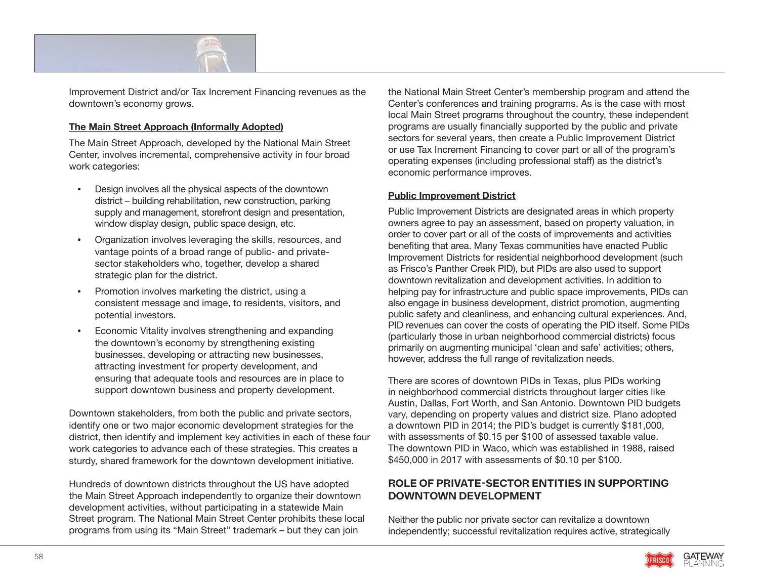Improvement District and/or Tax Increment Financing revenues as the downtown's economy grows.

**The Main Street Approach (Informally Adopted)**

The Main Street Approach, developed by the National Main Street Center, involves incremental, comprehensive activity in four broad work categories:

- Design involves all the physical aspects of the downtown district – building rehabilitation, new construction, parking supply and management, storefront design and presentation, window display design, public space design, etc.
- Organization involves leveraging the skills, resources, and vantage points of a broad range of public- and private-sector stakeholders who, together, develop a shared strategic plan for the district.
- Promotion involves marketing the district, using a consistent message and image, to residents, visitors, and potential investors.
- Economic Vitality involves strengthening and expanding the downtown's economy by strengthening existing businesses, developing or attracting new businesses, attracting investment for property development, and ensuring that adequate tools and resources are in place to support downtown business and property development.

Downtown stakeholders, from both the public and private sectors, identify one or two major economic development strategies for the district, then identify and implement key activities in each of these four work categories to advance each of these strategies. This creates a sturdy, shared framework for the downtown development initiative.

Hundreds of downtown districts throughout the US have adopted the Main Street Approach independently to organize their downtown development activities, without participating in a statewide Main Street program. The National Main Street Center prohibits these local programs from using its "Main Street" trademark – but they can join the National Main Street Center's membership program and attend the Center's conferences and training programs. As is the case with most local Main Street programs throughout the country, these independent programs are usually financially supported by the public and private sectors for several years, then create a Public Improvement District or use Tax Increment Financing to cover part or all of the program's operating expenses (including professional staff) as the district's economic performance improves.

**Public Improvement District**

Public Improvement Districts are designated areas in which property owners agree to pay an assessment, based on property valuation, in order to cover part or all of the costs of improvements and activities benefiting that area. Many Texas communities have enacted Public Improvement Districts for residential neighborhood development (such as Frisco's Panther Creek PID), but PIDs are also used to support downtown revitalization and development activities. In addition to helping pay for infrastructure and public space improvements, PIDs can also engage in business development, district promotion, augmenting public safety and cleanliness, and enhancing cultural experiences. And, PID revenues can cover the costs of operating the PID itself. Some PIDs (particularly those in urban neighborhood commercial districts) focus primarily on augmenting municipal 'clean and safe' activities; others, however, address the full range of revitalization needs.

There are scores of downtown PIDs in Texas, plus PIDs working in neighborhood commercial districts throughout larger cities like Austin, Dallas, Fort Worth, and San Antonio. Downtown PID budgets vary, depending on property values and district size. Plano adopted a downtown PID in 2014; the PID's budget is currently $181,000, with assessments of $0.15 per $100 of assessed taxable value. The downtown PID in Waco, which was established in 1988, raised $450,000 in 2017 with assessments of $0.10 per $100.

## ROLE OF PRIVATE-SECTOR ENTITIES IN SUPPORTING DOWNTOWN DEVELOPMENT

Neither the public nor private sector can revitalize a downtown independently; successful revitalization requires active, strategically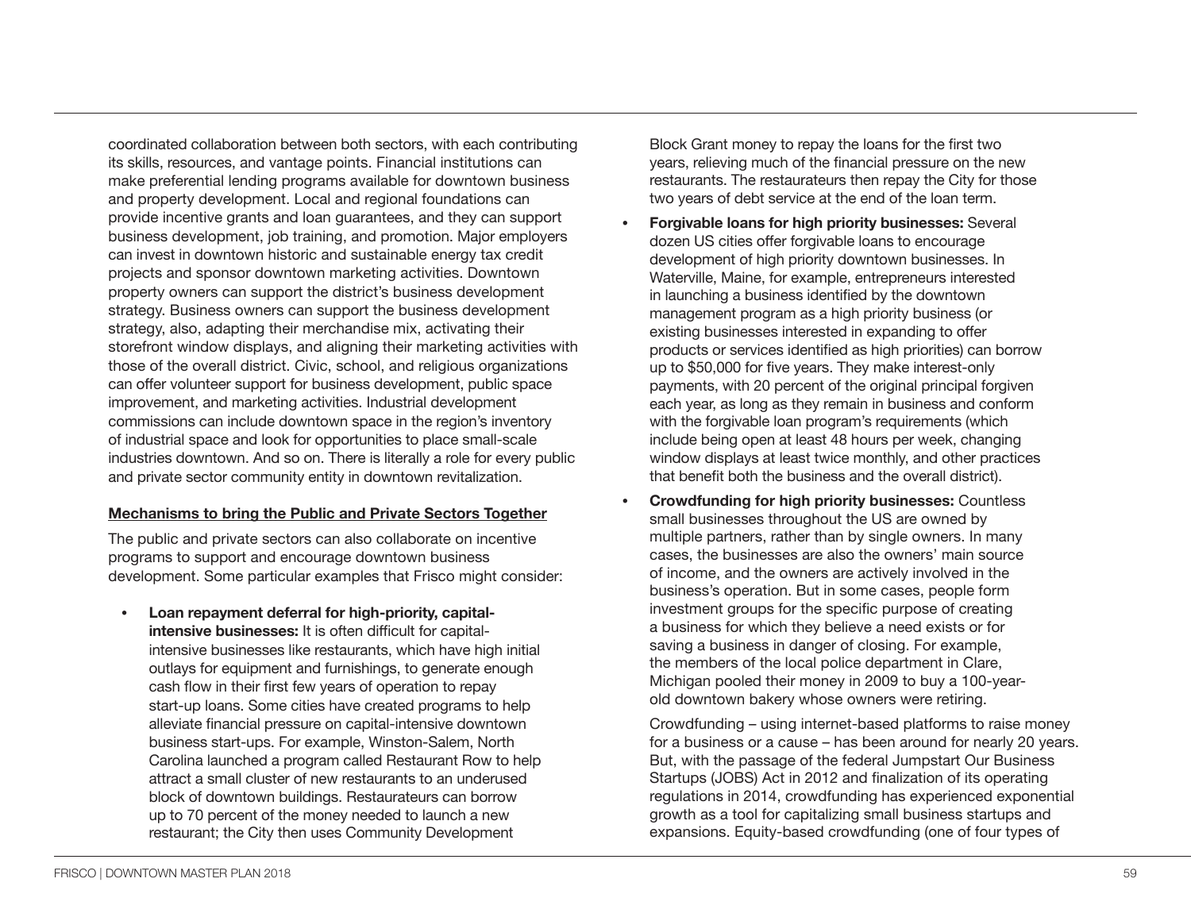coordinated collaboration between both sectors, with each contributing its skills, resources, and vantage points. Financial institutions can make preferential lending programs available for downtown business and property development. Local and regional foundations can provide incentive grants and loan guarantees, and they can support business development, job training, and promotion. Major employers can invest in downtown historic and sustainable energy tax credit projects and sponsor downtown marketing activities. Downtown property owners can support the district's business development strategy. Business owners can support the business development strategy, also, adapting their merchandise mix, activating their storefront window displays, and aligning their marketing activities with those of the overall district. Civic, school, and religious organizations can offer volunteer support for business development, public space improvement, and marketing activities. Industrial development commissions can include downtown space in the region's inventory of industrial space and look for opportunities to place small-scale industries downtown. And so on. There is literally a role for every public and private sector community entity in downtown revitalization.

**Mechanisms to bring the Public and Private Sectors Together**

The public and private sectors can also collaborate on incentive programs to support and encourage downtown business development. Some particular examples that Frisco might consider:

- **Loan repayment deferral for high-priority, capital-intensive businesses:** It is often difficult for capital-intensive businesses like restaurants, which have high initial outlays for equipment and furnishings, to generate enough cash flow in their first few years of operation to repay start-up loans. Some cities have created programs to help alleviate financial pressure on capital-intensive downtown business start-ups. For example, Winston-Salem, North Carolina launched a program called Restaurant Row to help attract a small cluster of new restaurants to an underused block of downtown buildings. Restaurateurs can borrow up to 70 percent of the money needed to launch a new restaurant; the City then uses Community Development Block Grant money to repay the loans for the first two years, relieving much of the financial pressure on the new restaurants. The restaurateurs then repay the City for those two years of debt service at the end of the loan term.
- **Forgivable loans for high priority businesses:** Several dozen US cities offer forgivable loans to encourage development of high priority downtown businesses. In Waterville, Maine, for example, entrepreneurs interested in launching a business identified by the downtown management program as a high priority business (or existing businesses interested in expanding to offer products or services identified as high priorities) can borrow up to $50,000 for five years. They make interest-only payments, with 20 percent of the original principal forgiven each year, as long as they remain in business and conform with the forgivable loan program's requirements (which include being open at least 48 hours per week, changing window displays at least twice monthly, and other practices that benefit both the business and the overall district).
- **Crowdfunding for high priority businesses:** Countless small businesses throughout the US are owned by multiple partners, rather than by single owners. In many cases, the businesses are also the owners' main source of income, and the owners are actively involved in the business's operation. But in some cases, people form investment groups for the specific purpose of creating a business for which they believe a need exists or for saving a business in danger of closing. For example, the members of the local police department in Clare, Michigan pooled their money in 2009 to buy a 100-year-old downtown bakery whose owners were retiring.

  Crowdfunding – using internet-based platforms to raise money for a business or a cause – has been around for nearly 20 years. But, with the passage of the federal Jumpstart Our Business Startups (JOBS) Act in 2012 and finalization of its operating regulations in 2014, crowdfunding has experienced exponential growth as a tool for capitalizing small business startups and expansions. Equity-based crowdfunding (one of four types of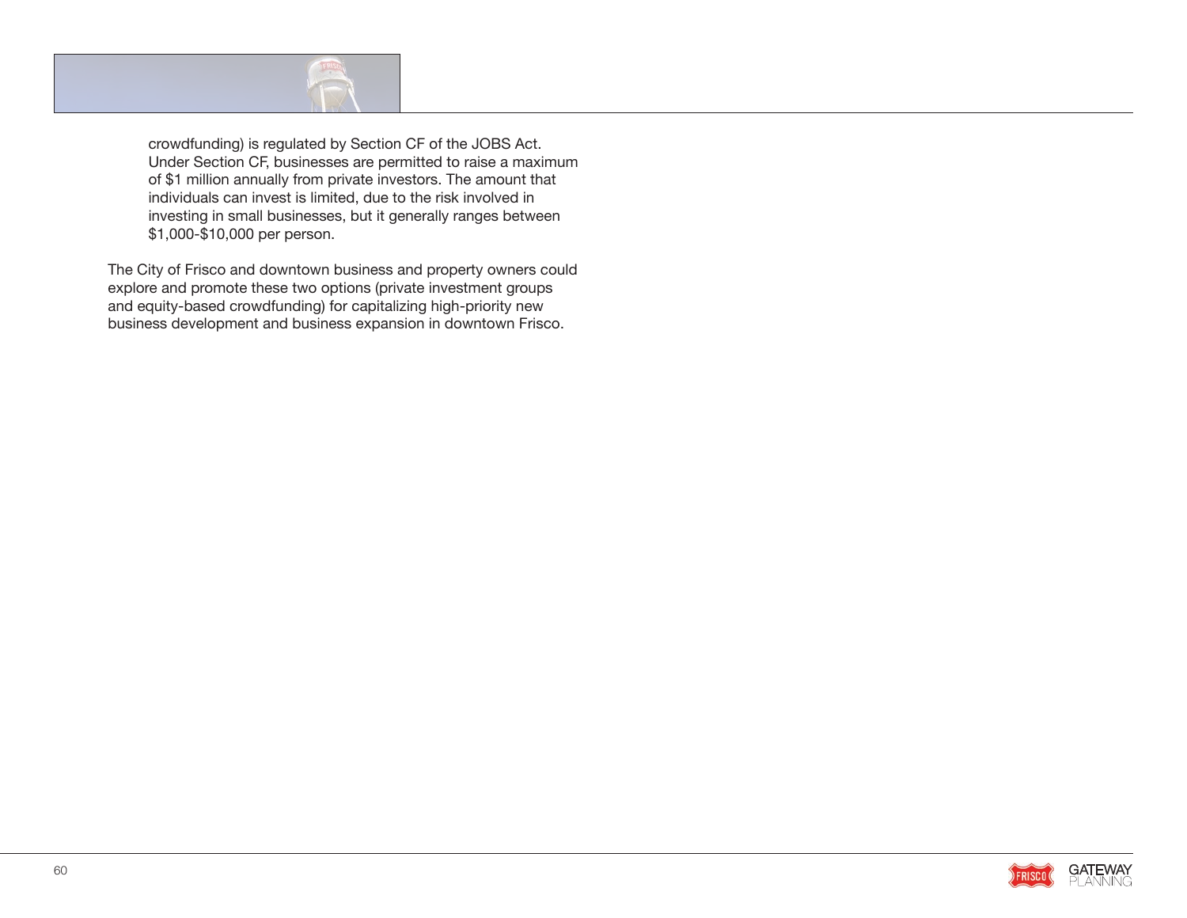crowdfunding) is regulated by Section CF of the JOBS Act. Under Section CF, businesses are permitted to raise a maximum of $1 million annually from private investors. The amount that individuals can invest is limited, due to the risk involved in investing in small businesses, but it generally ranges between $1,000-$10,000 per person.

The City of Frisco and downtown business and property owners could explore and promote these two options (private investment groups and equity-based crowdfunding) for capitalizing high-priority new business development and business expansion in downtown Frisco.